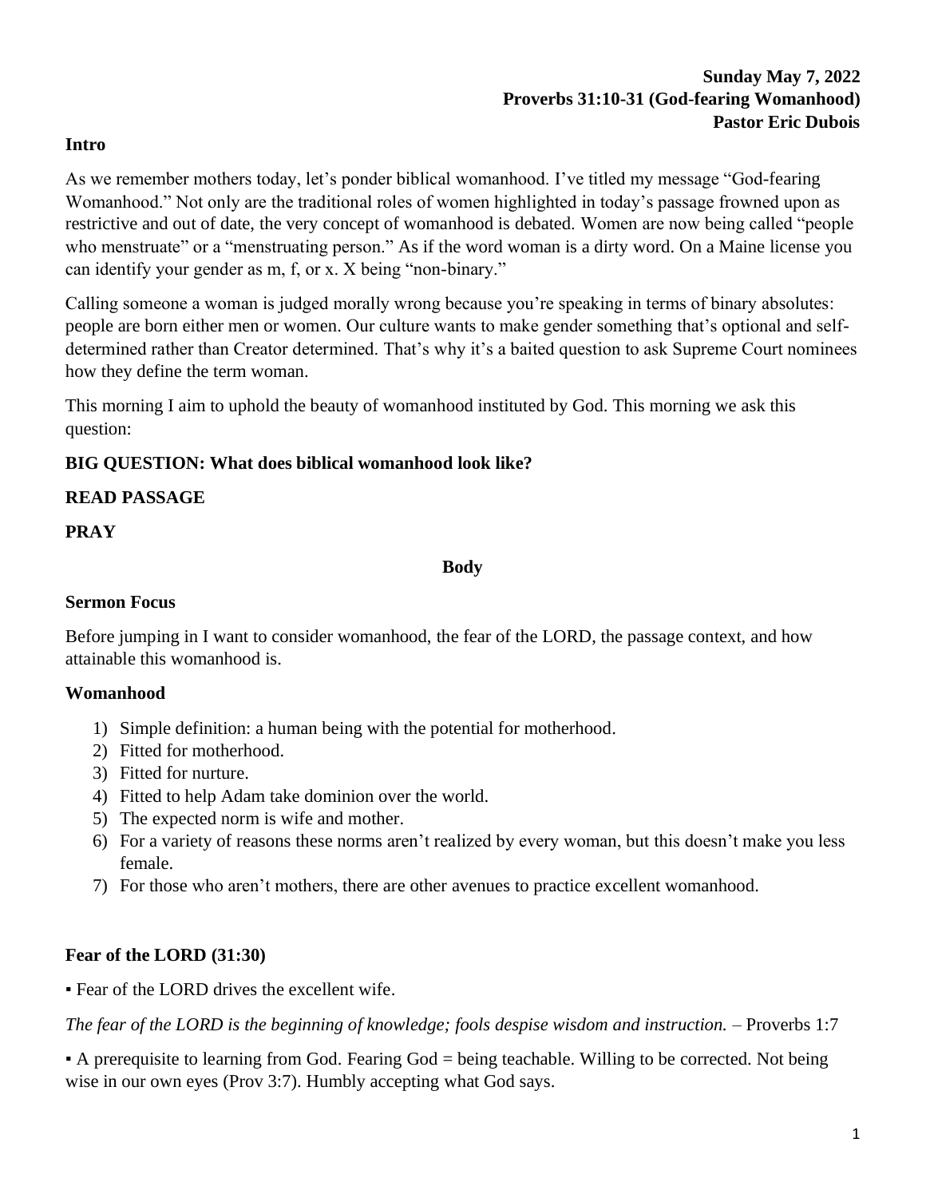**Sunday May 7, 2022**
**Proverbs 31:10-31 (God-fearing Womanhood)**
**Pastor Eric Dubois**

## Intro

As we remember mothers today, let's ponder biblical womanhood. I've titled my message "God-fearing Womanhood." Not only are the traditional roles of women highlighted in today's passage frowned upon as restrictive and out of date, the very concept of womanhood is debated. Women are now being called "people who menstruate" or a "menstruating person." As if the word woman is a dirty word. On a Maine license you can identify your gender as m, f, or x. X being "non-binary."

Calling someone a woman is judged morally wrong because you're speaking in terms of binary absolutes: people are born either men or women. Our culture wants to make gender something that's optional and self-determined rather than Creator determined. That's why it's a baited question to ask Supreme Court nominees how they define the term woman.

This morning I aim to uphold the beauty of womanhood instituted by God. This morning we ask this question:

**BIG QUESTION: What does biblical womanhood look like?**

**READ PASSAGE**

**PRAY**

## Body

### Sermon Focus

Before jumping in I want to consider womanhood, the fear of the LORD, the passage context, and how attainable this womanhood is.

### Womanhood

1) Simple definition: a human being with the potential for motherhood.
2) Fitted for motherhood.
3) Fitted for nurture.
4) Fitted to help Adam take dominion over the world.
5) The expected norm is wife and mother.
6) For a variety of reasons these norms aren't realized by every woman, but this doesn't make you less female.
7) For those who aren't mothers, there are other avenues to practice excellent womanhood.

### Fear of the LORD (31:30)

▪ Fear of the LORD drives the excellent wife.

*The fear of the LORD is the beginning of knowledge; fools despise wisdom and instruction.* – Proverbs 1:7

▪ A prerequisite to learning from God. Fearing God = being teachable. Willing to be corrected. Not being wise in our own eyes (Prov 3:7). Humbly accepting what God says.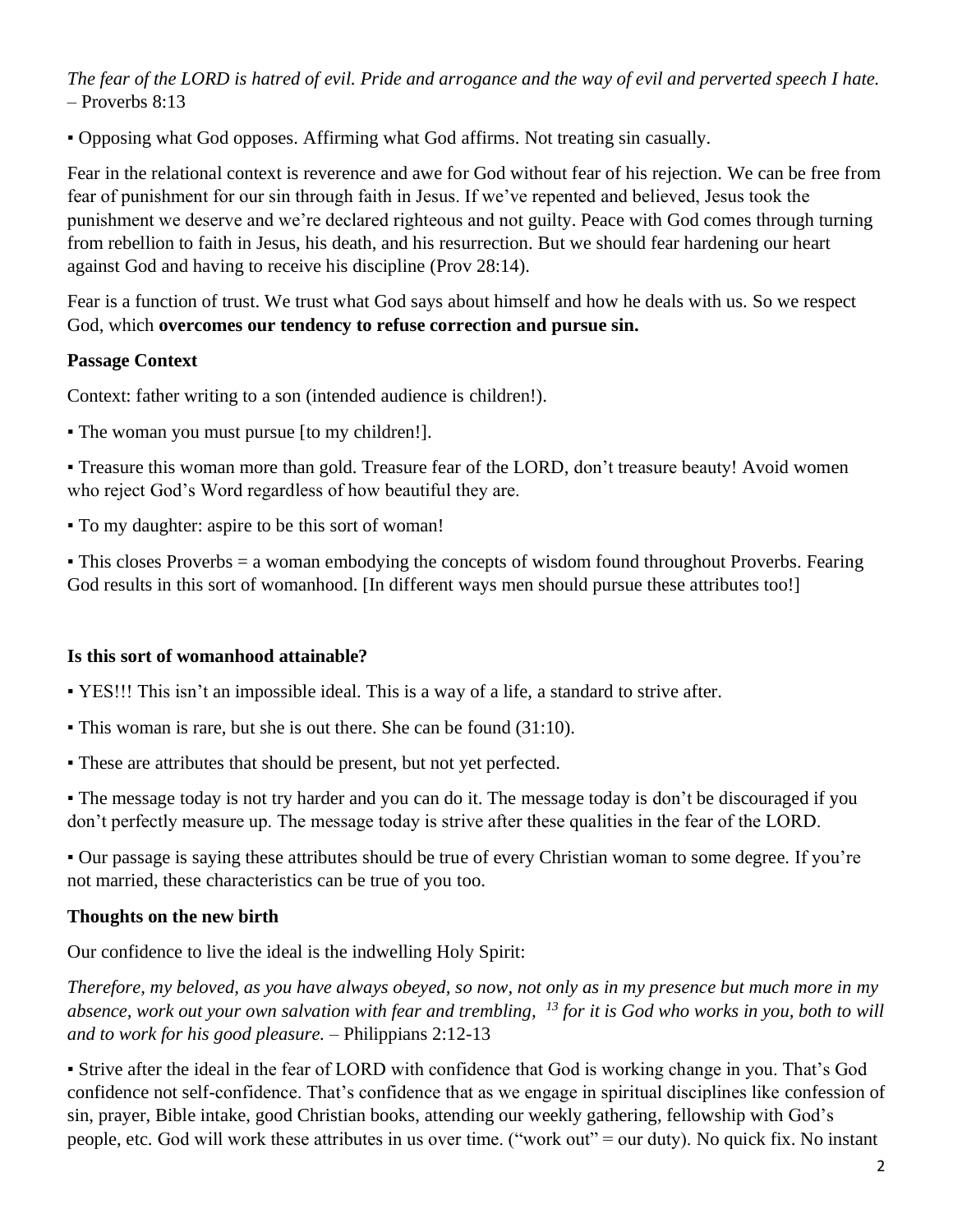*The fear of the LORD is hatred of evil. Pride and arrogance and the way of evil and perverted speech I hate.* – Proverbs 8:13

▪ Opposing what God opposes. Affirming what God affirms. Not treating sin casually.

Fear in the relational context is reverence and awe for God without fear of his rejection. We can be free from fear of punishment for our sin through faith in Jesus. If we've repented and believed, Jesus took the punishment we deserve and we're declared righteous and not guilty. Peace with God comes through turning from rebellion to faith in Jesus, his death, and his resurrection. But we should fear hardening our heart against God and having to receive his discipline (Prov 28:14).

Fear is a function of trust. We trust what God says about himself and how he deals with us. So we respect God, which **overcomes our tendency to refuse correction and pursue sin.**

**Passage Context**

Context: father writing to a son (intended audience is children!).

▪ The woman you must pursue [to my children!].

▪ Treasure this woman more than gold. Treasure fear of the LORD, don't treasure beauty! Avoid women who reject God's Word regardless of how beautiful they are.

▪ To my daughter: aspire to be this sort of woman!

▪ This closes Proverbs = a woman embodying the concepts of wisdom found throughout Proverbs. Fearing God results in this sort of womanhood. [In different ways men should pursue these attributes too!]

**Is this sort of womanhood attainable?**

▪ YES!!! This isn't an impossible ideal. This is a way of a life, a standard to strive after.

▪ This woman is rare, but she is out there. She can be found (31:10).

▪ These are attributes that should be present, but not yet perfected.

▪ The message today is not try harder and you can do it. The message today is don't be discouraged if you don't perfectly measure up. The message today is strive after these qualities in the fear of the LORD.

▪ Our passage is saying these attributes should be true of every Christian woman to some degree. If you're not married, these characteristics can be true of you too.

**Thoughts on the new birth**

Our confidence to live the ideal is the indwelling Holy Spirit:

*Therefore, my beloved, as you have always obeyed, so now, not only as in my presence but much more in my absence, work out your own salvation with fear and trembling, [13] for it is God who works in you, both to will and to work for his good pleasure.* – Philippians 2:12-13

▪ Strive after the ideal in the fear of LORD with confidence that God is working change in you. That's God confidence not self-confidence. That's confidence that as we engage in spiritual disciplines like confession of sin, prayer, Bible intake, good Christian books, attending our weekly gathering, fellowship with God's people, etc. God will work these attributes in us over time. ("work out" = our duty). No quick fix. No instant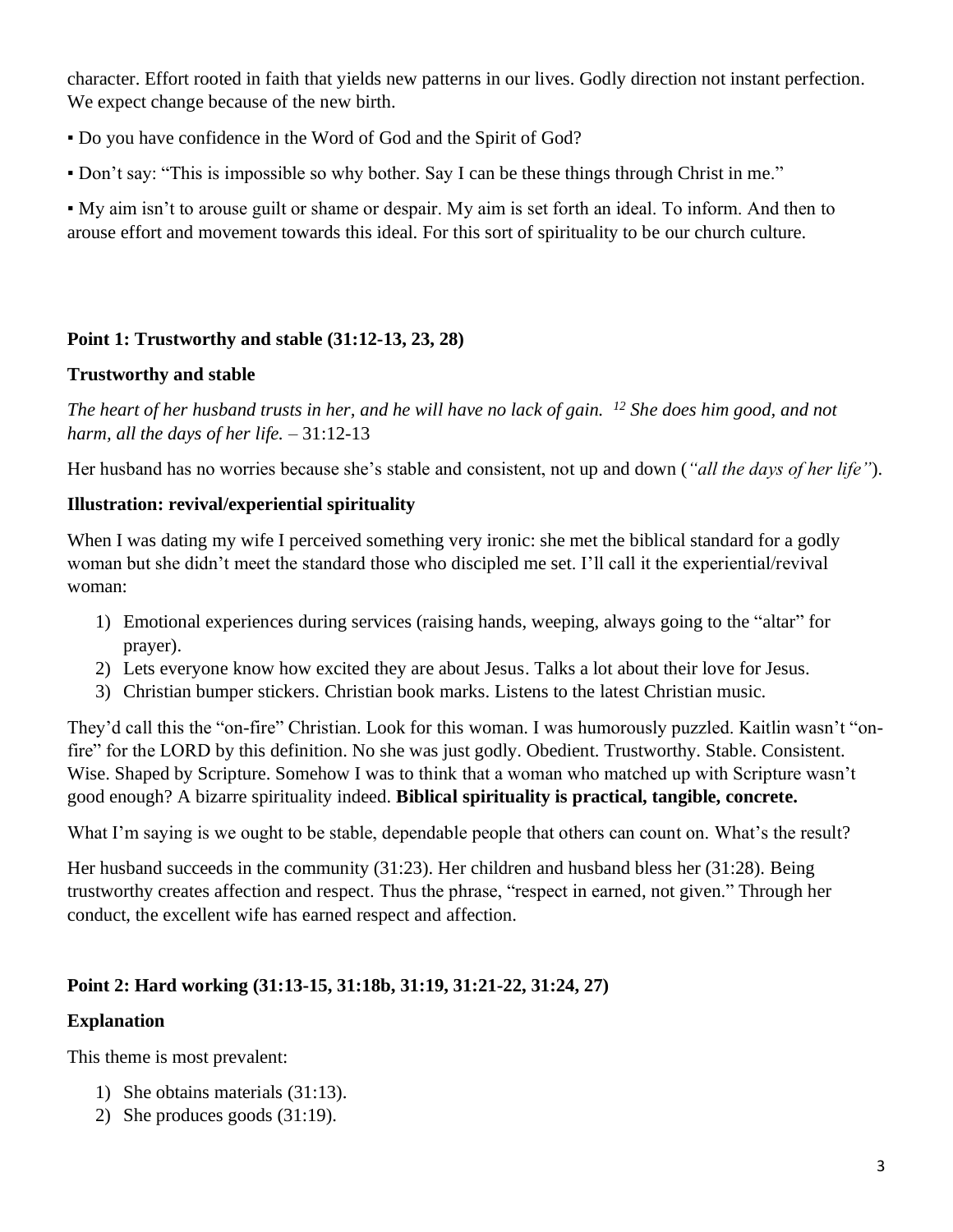character. Effort rooted in faith that yields new patterns in our lives. Godly direction not instant perfection. We expect change because of the new birth.

▪ Do you have confidence in the Word of God and the Spirit of God?

▪ Don't say: "This is impossible so why bother. Say I can be these things through Christ in me."

▪ My aim isn't to arouse guilt or shame or despair. My aim is set forth an ideal. To inform. And then to arouse effort and movement towards this ideal. For this sort of spirituality to be our church culture.

**Point 1: Trustworthy and stable (31:12-13, 23, 28)**

**Trustworthy and stable**

*The heart of her husband trusts in her, and he will have no lack of gain. [12] She does him good, and not harm, all the days of her life.* – 31:12-13

Her husband has no worries because she's stable and consistent, not up and down (*"all the days of her life"*).

**Illustration: revival/experiential spirituality**

When I was dating my wife I perceived something very ironic: she met the biblical standard for a godly woman but she didn't meet the standard those who discipled me set. I'll call it the experiential/revival woman:

1) Emotional experiences during services (raising hands, weeping, always going to the "altar" for prayer).
2) Lets everyone know how excited they are about Jesus. Talks a lot about their love for Jesus.
3) Christian bumper stickers. Christian book marks. Listens to the latest Christian music.

They'd call this the "on-fire" Christian. Look for this woman. I was humorously puzzled. Kaitlin wasn't "on-fire" for the LORD by this definition. No she was just godly. Obedient. Trustworthy. Stable. Consistent. Wise. Shaped by Scripture. Somehow I was to think that a woman who matched up with Scripture wasn't good enough? A bizarre spirituality indeed. **Biblical spirituality is practical, tangible, concrete.**

What I'm saying is we ought to be stable, dependable people that others can count on. What's the result?

Her husband succeeds in the community (31:23). Her children and husband bless her (31:28). Being trustworthy creates affection and respect. Thus the phrase, "respect in earned, not given." Through her conduct, the excellent wife has earned respect and affection.

**Point 2: Hard working (31:13-15, 31:18b, 31:19, 31:21-22, 31:24, 27)**

**Explanation**

This theme is most prevalent:

1) She obtains materials (31:13).
2) She produces goods (31:19).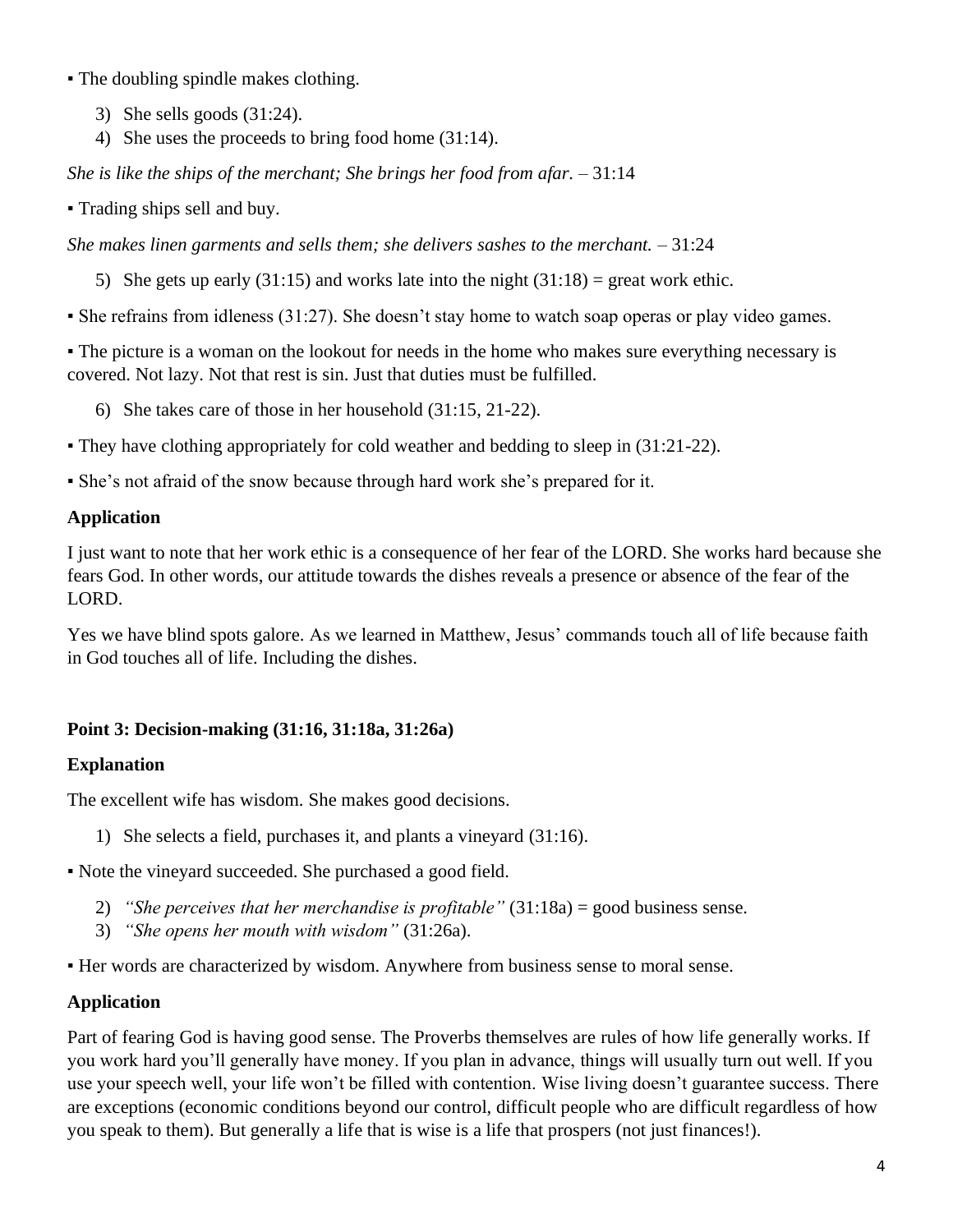▪ The doubling spindle makes clothing.

3) She sells goods (31:24).
4) She uses the proceeds to bring food home (31:14).

*She is like the ships of the merchant; She brings her food from afar.* – 31:14

▪ Trading ships sell and buy.

*She makes linen garments and sells them; she delivers sashes to the merchant.* – 31:24

5) She gets up early (31:15) and works late into the night (31:18) = great work ethic.

▪ She refrains from idleness (31:27). She doesn't stay home to watch soap operas or play video games.

▪ The picture is a woman on the lookout for needs in the home who makes sure everything necessary is covered. Not lazy. Not that rest is sin. Just that duties must be fulfilled.

6) She takes care of those in her household (31:15, 21-22).

▪ They have clothing appropriately for cold weather and bedding to sleep in (31:21-22).

▪ She's not afraid of the snow because through hard work she's prepared for it.

**Application**

I just want to note that her work ethic is a consequence of her fear of the LORD. She works hard because she fears God. In other words, our attitude towards the dishes reveals a presence or absence of the fear of the LORD.

Yes we have blind spots galore. As we learned in Matthew, Jesus' commands touch all of life because faith in God touches all of life. Including the dishes.

**Point 3: Decision-making (31:16, 31:18a, 31:26a)**

**Explanation**

The excellent wife has wisdom. She makes good decisions.

1) She selects a field, purchases it, and plants a vineyard (31:16).

▪ Note the vineyard succeeded. She purchased a good field.

2) *"She perceives that her merchandise is profitable"* (31:18a) = good business sense.
3) *"She opens her mouth with wisdom"* (31:26a).

▪ Her words are characterized by wisdom. Anywhere from business sense to moral sense.

**Application**

Part of fearing God is having good sense. The Proverbs themselves are rules of how life generally works. If you work hard you'll generally have money. If you plan in advance, things will usually turn out well. If you use your speech well, your life won't be filled with contention. Wise living doesn't guarantee success. There are exceptions (economic conditions beyond our control, difficult people who are difficult regardless of how you speak to them). But generally a life that is wise is a life that prospers (not just finances!).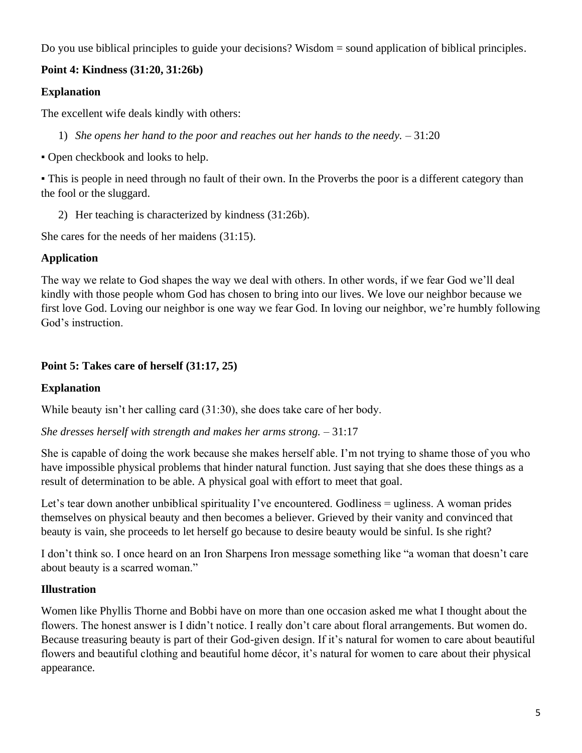Do you use biblical principles to guide your decisions? Wisdom = sound application of biblical principles.

**Point 4: Kindness (31:20, 31:26b)**

**Explanation**

The excellent wife deals kindly with others:

1) *She opens her hand to the poor and reaches out her hands to the needy.* – 31:20

▪ Open checkbook and looks to help.

▪ This is people in need through no fault of their own. In the Proverbs the poor is a different category than the fool or the sluggard.

2) Her teaching is characterized by kindness (31:26b).

She cares for the needs of her maidens (31:15).

**Application**

The way we relate to God shapes the way we deal with others. In other words, if we fear God we'll deal kindly with those people whom God has chosen to bring into our lives. We love our neighbor because we first love God. Loving our neighbor is one way we fear God. In loving our neighbor, we're humbly following God's instruction.

**Point 5: Takes care of herself (31:17, 25)**

**Explanation**

While beauty isn't her calling card (31:30), she does take care of her body.

*She dresses herself with strength and makes her arms strong.* – 31:17

She is capable of doing the work because she makes herself able. I'm not trying to shame those of you who have impossible physical problems that hinder natural function. Just saying that she does these things as a result of determination to be able. A physical goal with effort to meet that goal.

Let's tear down another unbiblical spirituality I've encountered. Godliness = ugliness. A woman prides themselves on physical beauty and then becomes a believer. Grieved by their vanity and convinced that beauty is vain, she proceeds to let herself go because to desire beauty would be sinful. Is she right?

I don't think so. I once heard on an Iron Sharpens Iron message something like "a woman that doesn't care about beauty is a scarred woman."

**Illustration**

Women like Phyllis Thorne and Bobbi have on more than one occasion asked me what I thought about the flowers. The honest answer is I didn't notice. I really don't care about floral arrangements. But women do. Because treasuring beauty is part of their God-given design. If it's natural for women to care about beautiful flowers and beautiful clothing and beautiful home décor, it's natural for women to care about their physical appearance.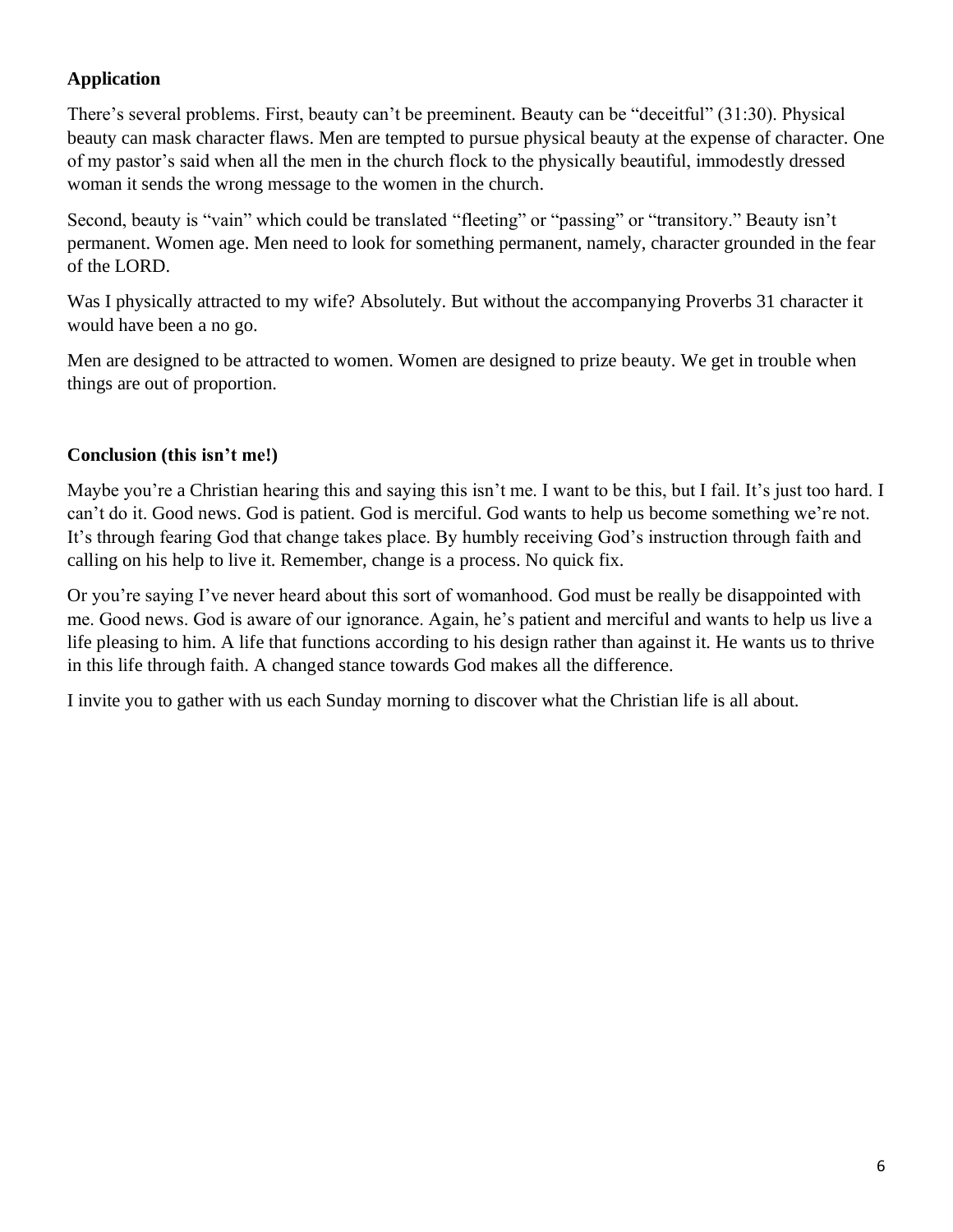## Application

There's several problems. First, beauty can't be preeminent. Beauty can be "deceitful" (31:30). Physical beauty can mask character flaws. Men are tempted to pursue physical beauty at the expense of character. One of my pastor's said when all the men in the church flock to the physically beautiful, immodestly dressed woman it sends the wrong message to the women in the church.

Second, beauty is "vain" which could be translated "fleeting" or "passing" or "transitory." Beauty isn't permanent. Women age. Men need to look for something permanent, namely, character grounded in the fear of the LORD.

Was I physically attracted to my wife? Absolutely. But without the accompanying Proverbs 31 character it would have been a no go.

Men are designed to be attracted to women. Women are designed to prize beauty. We get in trouble when things are out of proportion.

## Conclusion (this isn't me!)

Maybe you're a Christian hearing this and saying this isn't me. I want to be this, but I fail. It's just too hard. I can't do it. Good news. God is patient. God is merciful. God wants to help us become something we're not. It's through fearing God that change takes place. By humbly receiving God's instruction through faith and calling on his help to live it. Remember, change is a process. No quick fix.

Or you're saying I've never heard about this sort of womanhood. God must be really be disappointed with me. Good news. God is aware of our ignorance. Again, he's patient and merciful and wants to help us live a life pleasing to him. A life that functions according to his design rather than against it. He wants us to thrive in this life through faith. A changed stance towards God makes all the difference.

I invite you to gather with us each Sunday morning to discover what the Christian life is all about.